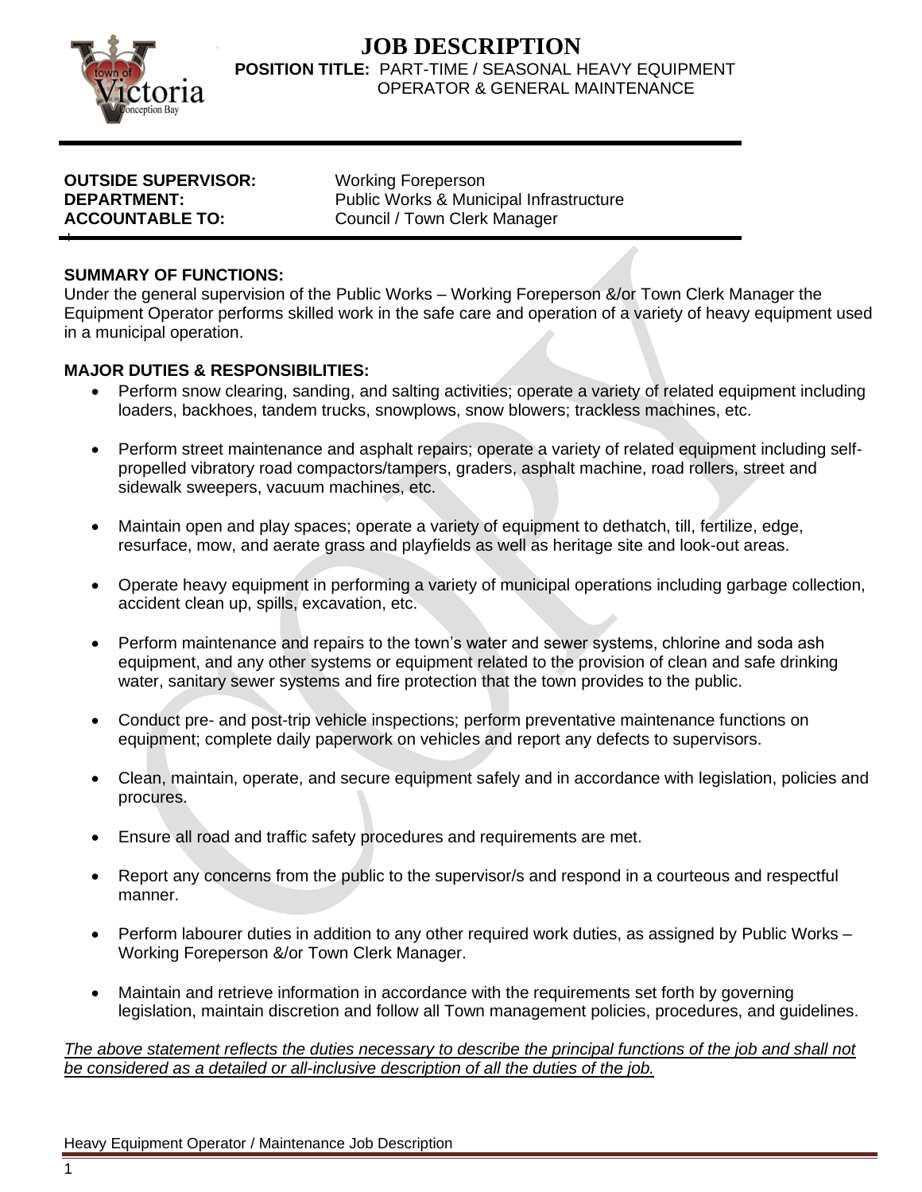# JOB DESCRIPTION

**POSITION TITLE:** PART-TIME / SEASONAL HEAVY EQUIPMENT OPERATOR & GENERAL MAINTENANCE

**OUTSIDE SUPERVISOR:** Working Foreperson
**DEPARTMENT:** Public Works & Municipal Infrastructure
**ACCOUNTABLE TO:** Council / Town Clerk Manager

**SUMMARY OF FUNCTIONS:**
Under the general supervision of the Public Works – Working Foreperson &/or Town Clerk Manager the Equipment Operator performs skilled work in the safe care and operation of a variety of heavy equipment used in a municipal operation.

**MAJOR DUTIES & RESPONSIBILITIES:**

- Perform snow clearing, sanding, and salting activities; operate a variety of related equipment including loaders, backhoes, tandem trucks, snowplows, snow blowers; trackless machines, etc.
- Perform street maintenance and asphalt repairs; operate a variety of related equipment including self-propelled vibratory road compactors/tampers, graders, asphalt machine, road rollers, street and sidewalk sweepers, vacuum machines, etc.
- Maintain open and play spaces; operate a variety of equipment to dethatch, till, fertilize, edge, resurface, mow, and aerate grass and playfields as well as heritage site and look-out areas.
- Operate heavy equipment in performing a variety of municipal operations including garbage collection, accident clean up, spills, excavation, etc.
- Perform maintenance and repairs to the town's water and sewer systems, chlorine and soda ash equipment, and any other systems or equipment related to the provision of clean and safe drinking water, sanitary sewer systems and fire protection that the town provides to the public.
- Conduct pre- and post-trip vehicle inspections; perform preventative maintenance functions on equipment; complete daily paperwork on vehicles and report any defects to supervisors.
- Clean, maintain, operate, and secure equipment safely and in accordance with legislation, policies and procures.
- Ensure all road and traffic safety procedures and requirements are met.
- Report any concerns from the public to the supervisor/s and respond in a courteous and respectful manner.
- Perform labourer duties in addition to any other required work duties, as assigned by Public Works – Working Foreperson &/or Town Clerk Manager.
- Maintain and retrieve information in accordance with the requirements set forth by governing legislation, maintain discretion and follow all Town management policies, procedures, and guidelines.

*The above statement reflects the duties necessary to describe the principal functions of the job and shall not be considered as a detailed or all-inclusive description of all the duties of the job.*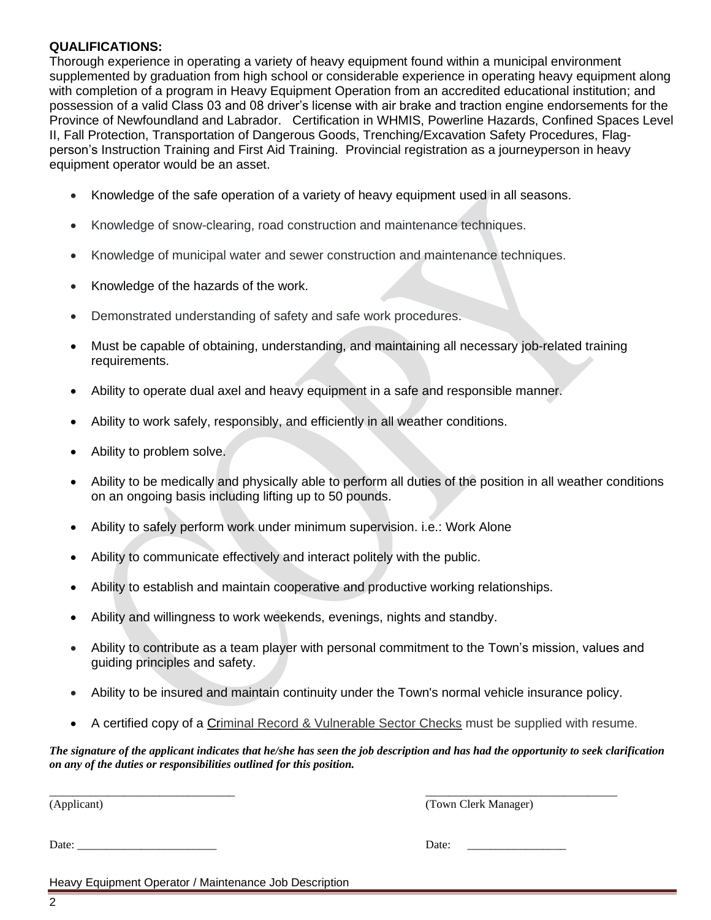**QUALIFICATIONS:**

Thorough experience in operating a variety of heavy equipment found within a municipal environment supplemented by graduation from high school or considerable experience in operating heavy equipment along with completion of a program in Heavy Equipment Operation from an accredited educational institution; and possession of a valid Class 03 and 08 driver's license with air brake and traction engine endorsements for the Province of Newfoundland and Labrador. Certification in WHMIS, Powerline Hazards, Confined Spaces Level II, Fall Protection, Transportation of Dangerous Goods, Trenching/Excavation Safety Procedures, Flag-person's Instruction Training and First Aid Training. Provincial registration as a journeyperson in heavy equipment operator would be an asset.

- Knowledge of the safe operation of a variety of heavy equipment used in all seasons.
- Knowledge of snow-clearing, road construction and maintenance techniques.
- Knowledge of municipal water and sewer construction and maintenance techniques.
- Knowledge of the hazards of the work.
- Demonstrated understanding of safety and safe work procedures.
- Must be capable of obtaining, understanding, and maintaining all necessary job-related training requirements.
- Ability to operate dual axel and heavy equipment in a safe and responsible manner.
- Ability to work safely, responsibly, and efficiently in all weather conditions.
- Ability to problem solve.
- Ability to be medically and physically able to perform all duties of the position in all weather conditions on an ongoing basis including lifting up to 50 pounds.
- Ability to safely perform work under minimum supervision. i.e.: Work Alone
- Ability to communicate effectively and interact politely with the public.
- Ability to establish and maintain cooperative and productive working relationships.
- Ability and willingness to work weekends, evenings, nights and standby.
- Ability to contribute as a team player with personal commitment to the Town's mission, values and guiding principles and safety.
- Ability to be insured and maintain continuity under the Town's normal vehicle insurance policy.
- A certified copy of a Criminal Record & Vulnerable Sector Checks must be supplied with resume.

***The signature of the applicant indicates that he/she has seen the job description and has had the opportunity to seek clarification on any of the duties or responsibilities outlined for this position.***

| | |
|---|---|
| _______________________________ | _______________________________ |
| (Applicant) | (Town Clerk Manager) |
| Date: ________________________ | Date: _________________ |

Heavy Equipment Operator / Maintenance Job Description